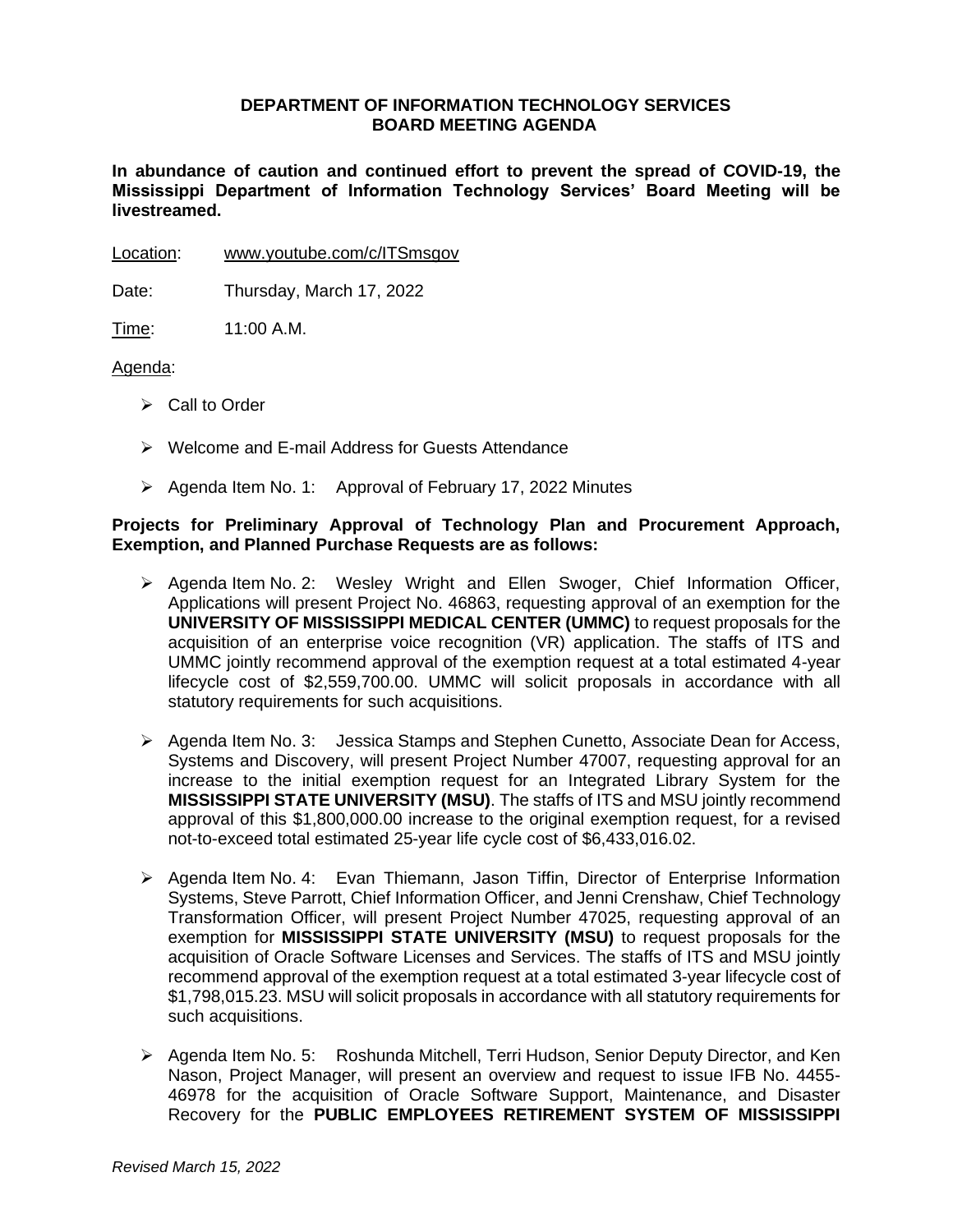**DEPARTMENT OF INFORMATION TECHNOLOGY SERVICES**
**BOARD MEETING AGENDA**

**In abundance of caution and continued effort to prevent the spread of COVID-19, the Mississippi Department of Information Technology Services' Board Meeting will be livestreamed.**

Location: www.youtube.com/c/ITSmsgov

Date: Thursday, March 17, 2022

Time: 11:00 A.M.

Agenda:

- Call to Order
- Welcome and E-mail Address for Guests Attendance
- Agenda Item No. 1: Approval of February 17, 2022 Minutes

**Projects for Preliminary Approval of Technology Plan and Procurement Approach, Exemption, and Planned Purchase Requests are as follows:**

- Agenda Item No. 2: Wesley Wright and Ellen Swoger, Chief Information Officer, Applications will present Project No. 46863, requesting approval of an exemption for the **UNIVERSITY OF MISSISSIPPI MEDICAL CENTER (UMMC)** to request proposals for the acquisition of an enterprise voice recognition (VR) application. The staffs of ITS and UMMC jointly recommend approval of the exemption request at a total estimated 4-year lifecycle cost of $2,559,700.00. UMMC will solicit proposals in accordance with all statutory requirements for such acquisitions.
- Agenda Item No. 3: Jessica Stamps and Stephen Cunetto, Associate Dean for Access, Systems and Discovery, will present Project Number 47007, requesting approval for an increase to the initial exemption request for an Integrated Library System for the **MISSISSIPPI STATE UNIVERSITY (MSU)**. The staffs of ITS and MSU jointly recommend approval of this $1,800,000.00 increase to the original exemption request, for a revised not-to-exceed total estimated 25-year life cycle cost of $6,433,016.02.
- Agenda Item No. 4: Evan Thiemann, Jason Tiffin, Director of Enterprise Information Systems, Steve Parrott, Chief Information Officer, and Jenni Crenshaw, Chief Technology Transformation Officer, will present Project Number 47025, requesting approval of an exemption for **MISSISSIPPI STATE UNIVERSITY (MSU)** to request proposals for the acquisition of Oracle Software Licenses and Services. The staffs of ITS and MSU jointly recommend approval of the exemption request at a total estimated 3-year lifecycle cost of $1,798,015.23. MSU will solicit proposals in accordance with all statutory requirements for such acquisitions.
- Agenda Item No. 5: Roshunda Mitchell, Terri Hudson, Senior Deputy Director, and Ken Nason, Project Manager, will present an overview and request to issue IFB No. 4455-46978 for the acquisition of Oracle Software Support, Maintenance, and Disaster Recovery for the **PUBLIC EMPLOYEES RETIREMENT SYSTEM OF MISSISSIPPI**

*Revised March 15, 2022*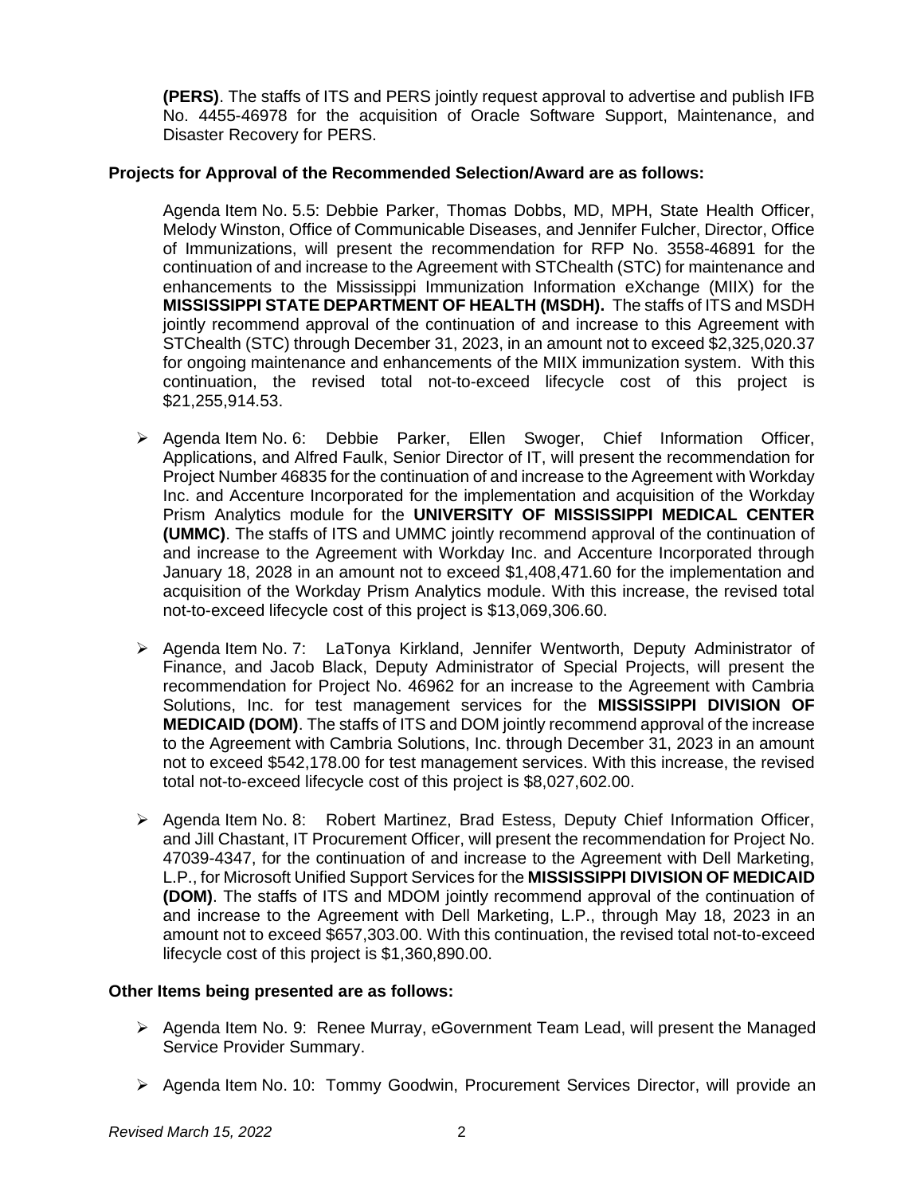**(PERS)**. The staffs of ITS and PERS jointly request approval to advertise and publish IFB No. 4455-46978 for the acquisition of Oracle Software Support, Maintenance, and Disaster Recovery for PERS.

**Projects for Approval of the Recommended Selection/Award are as follows:**

Agenda Item No. 5.5: Debbie Parker, Thomas Dobbs, MD, MPH, State Health Officer, Melody Winston, Office of Communicable Diseases, and Jennifer Fulcher, Director, Office of Immunizations, will present the recommendation for RFP No. 3558-46891 for the continuation of and increase to the Agreement with STChealth (STC) for maintenance and enhancements to the Mississippi Immunization Information eXchange (MIIX) for the **MISSISSIPPI STATE DEPARTMENT OF HEALTH (MSDH).** The staffs of ITS and MSDH jointly recommend approval of the continuation of and increase to this Agreement with STChealth (STC) through December 31, 2023, in an amount not to exceed $2,325,020.37 for ongoing maintenance and enhancements of the MIIX immunization system. With this continuation, the revised total not-to-exceed lifecycle cost of this project is $21,255,914.53.

- Agenda Item No. 6: Debbie Parker, Ellen Swoger, Chief Information Officer, Applications, and Alfred Faulk, Senior Director of IT, will present the recommendation for Project Number 46835 for the continuation of and increase to the Agreement with Workday Inc. and Accenture Incorporated for the implementation and acquisition of the Workday Prism Analytics module for the **UNIVERSITY OF MISSISSIPPI MEDICAL CENTER (UMMC)**. The staffs of ITS and UMMC jointly recommend approval of the continuation of and increase to the Agreement with Workday Inc. and Accenture Incorporated through January 18, 2028 in an amount not to exceed $1,408,471.60 for the implementation and acquisition of the Workday Prism Analytics module. With this increase, the revised total not-to-exceed lifecycle cost of this project is $13,069,306.60.

- Agenda Item No. 7: LaTonya Kirkland, Jennifer Wentworth, Deputy Administrator of Finance, and Jacob Black, Deputy Administrator of Special Projects, will present the recommendation for Project No. 46962 for an increase to the Agreement with Cambria Solutions, Inc. for test management services for the **MISSISSIPPI DIVISION OF MEDICAID (DOM)**. The staffs of ITS and DOM jointly recommend approval of the increase to the Agreement with Cambria Solutions, Inc. through December 31, 2023 in an amount not to exceed $542,178.00 for test management services. With this increase, the revised total not-to-exceed lifecycle cost of this project is $8,027,602.00.

- Agenda Item No. 8: Robert Martinez, Brad Estess, Deputy Chief Information Officer, and Jill Chastant, IT Procurement Officer, will present the recommendation for Project No. 47039-4347, for the continuation of and increase to the Agreement with Dell Marketing, L.P., for Microsoft Unified Support Services for the **MISSISSIPPI DIVISION OF MEDICAID (DOM)**. The staffs of ITS and MDOM jointly recommend approval of the continuation of and increase to the Agreement with Dell Marketing, L.P., through May 18, 2023 in an amount not to exceed $657,303.00. With this continuation, the revised total not-to-exceed lifecycle cost of this project is $1,360,890.00.

**Other Items being presented are as follows:**

- Agenda Item No. 9: Renee Murray, eGovernment Team Lead, will present the Managed Service Provider Summary.

- Agenda Item No. 10: Tommy Goodwin, Procurement Services Director, will provide an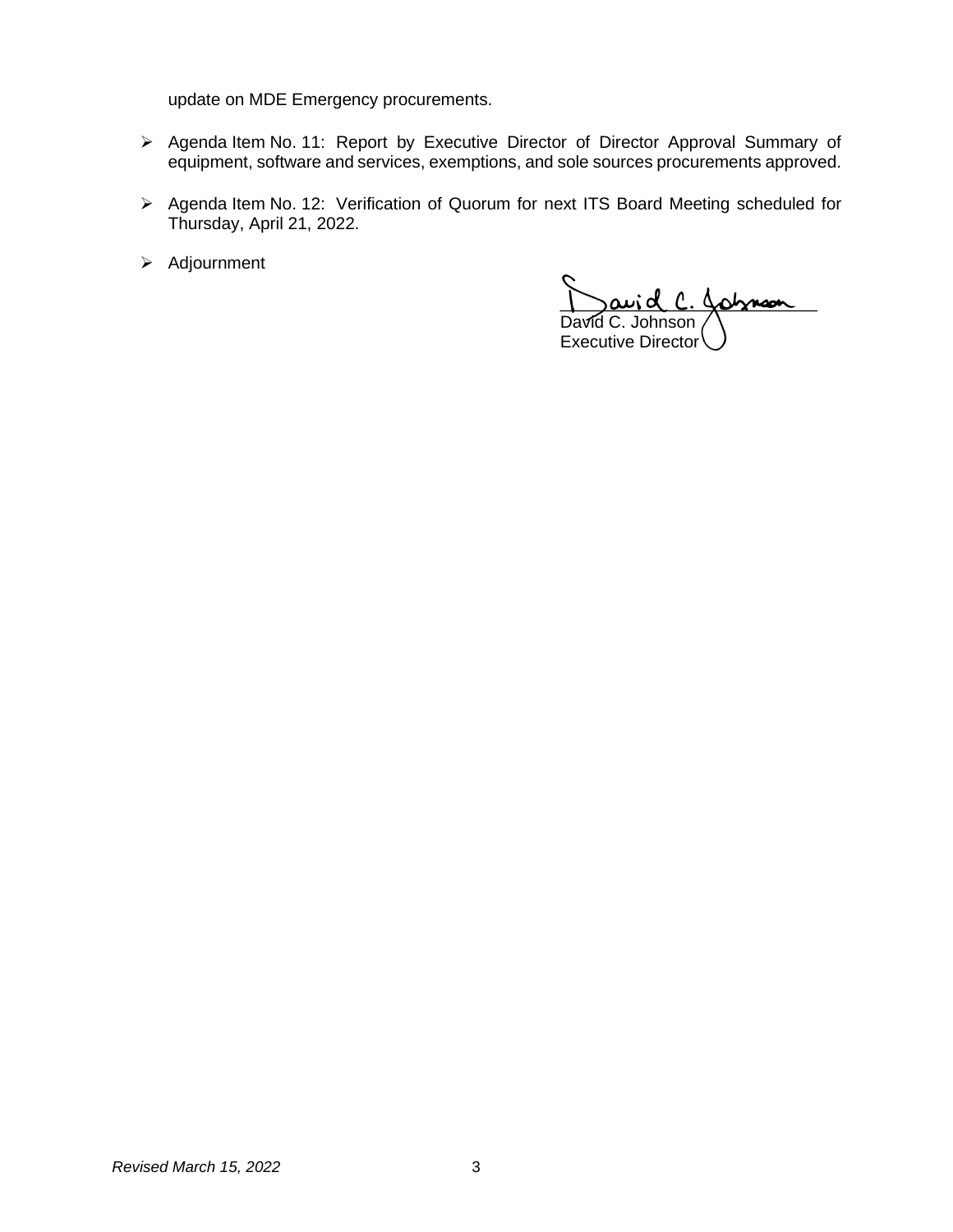update on MDE Emergency procurements.

- Agenda Item No. 11: Report by Executive Director of Director Approval Summary of equipment, software and services, exemptions, and sole sources procurements approved.
- Agenda Item No. 12: Verification of Quorum for next ITS Board Meeting scheduled for Thursday, April 21, 2022.
- Adjournment

David C. Johnson
Executive Director

*Revised March 15, 2022*